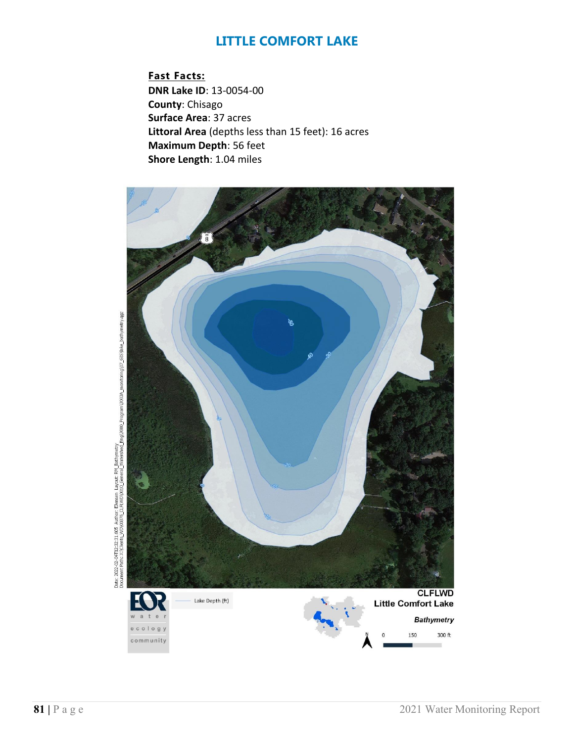# LITTLE COMFORT LAKE

**Fast Facts:**

**DNR Lake ID**: 13-0054-00
**County**: Chisago
**Surface Area**: 37 acres
**Littoral Area** (depths less than 15 feet): 16 acres
**Maximum Depth**: 56 feet
**Shore Length**: 1.04 miles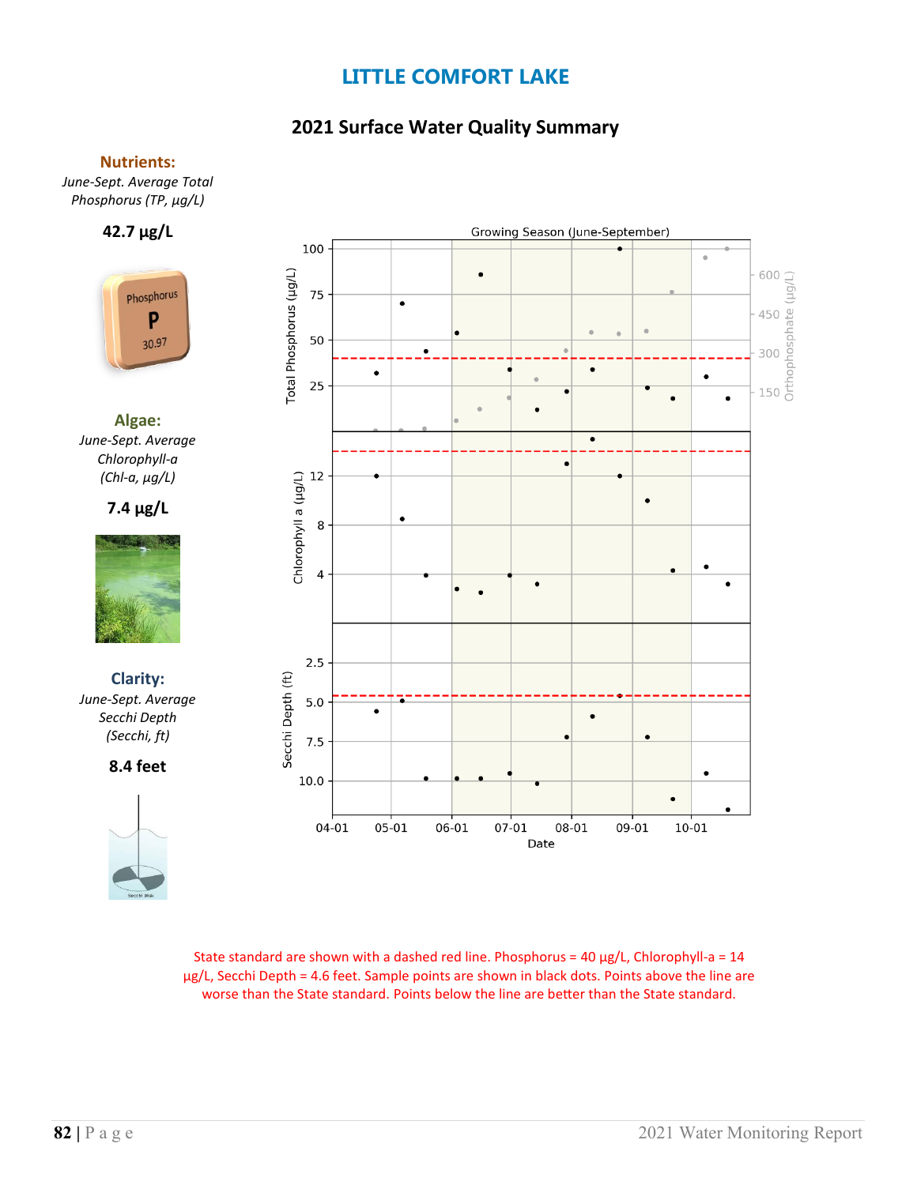# LITTLE COMFORT LAKE

## 2021 Surface Water Quality Summary

**Nutrients:**

*June-Sept. Average Total Phosphorus (TP, µg/L)*

**42.7 µg/L**

**Algae:**

*June-Sept. Average Chlorophyll-a (Chl-a, µg/L)*

**7.4 µg/L**

**Clarity:**

*June-Sept. Average Secchi Depth (Secchi, ft)*

**8.4 feet**

State standard are shown with a dashed red line. Phosphorus = 40 µg/L, Chlorophyll-a = 14 µg/L, Secchi Depth = 4.6 feet. Sample points are shown in black dots. Points above the line are worse than the State standard. Points below the line are better than the State standard.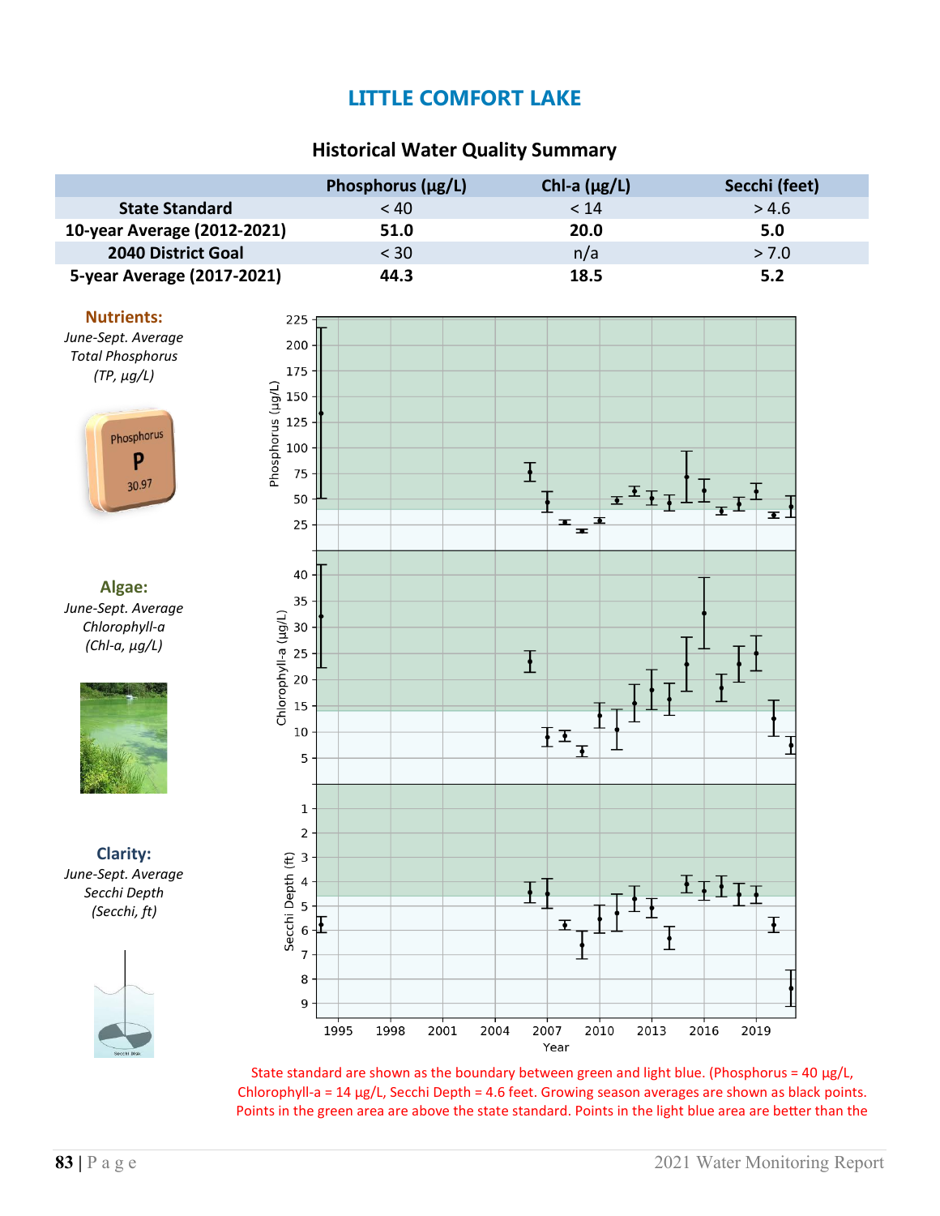# LITTLE COMFORT LAKE

## Historical Water Quality Summary

| | Phosphorus (µg/L) | Chl-a (µg/L) | Secchi (feet) |
|---|---|---|---|
| State Standard | < 40 | < 14 | > 4.6 |
| 10-year Average (2012-2021) | **51.0** | **20.0** | **5.0** |
| 2040 District Goal | < 30 | n/a | > 7.0 |
| 5-year Average (2017-2021) | **44.3** | **18.5** | **5.2** |

**Nutrients:**
*June-Sept. Average Total Phosphorus (TP, µg/L)*

**Algae:**
*June-Sept. Average Chlorophyll-a (Chl-a, µg/L)*

**Clarity:**
*June-Sept. Average Secchi Depth (Secchi, ft)*

State standard are shown as the boundary between green and light blue. (Phosphorus = 40 µg/L, Chlorophyll-a = 14 µg/L, Secchi Depth = 4.6 feet. Growing season averages are shown as black points. Points in the green area are above the state standard. Points in the light blue area are better than the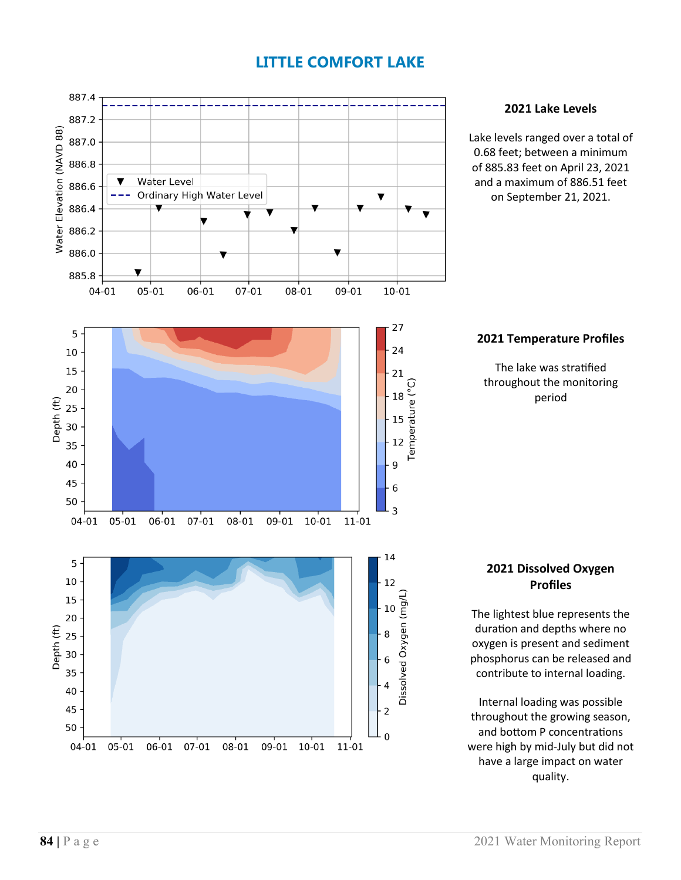# LITTLE COMFORT LAKE

887.4
887.2
887.0
886.8
886.6
886.4
886.2
886.0
885.8

Water Elevation (NAVD 88)

Water Level
Ordinary High Water Level

04-01 05-01 06-01 07-01 08-01 09-01 10-01

## 2021 Lake Levels

Lake levels ranged over a total of 0.68 feet; between a minimum of 885.83 feet on April 23, 2021 and a maximum of 886.51 feet on September 21, 2021.

5
10
15
20
25
30
35
40
45
50

Depth (ft)

04-01 05-01 06-01 07-01 08-01 09-01 10-01 11-01

27
24
21
18
15
12
9
6
3

Temperature (°C)

## 2021 Temperature Profiles

The lake was stratified throughout the monitoring period

5
10
15
20
25
30
35
40
45
50

Depth (ft)

04-01 05-01 06-01 07-01 08-01 09-01 10-01 11-01

14
12
10
8
6
4
2
0

Dissolved Oxygen (mg/L)

## 2021 Dissolved Oxygen Profiles

The lightest blue represents the duration and depths where no oxygen is present and sediment phosphorus can be released and contribute to internal loading.

Internal loading was possible throughout the growing season, and bottom P concentrations were high by mid-July but did not have a large impact on water quality.